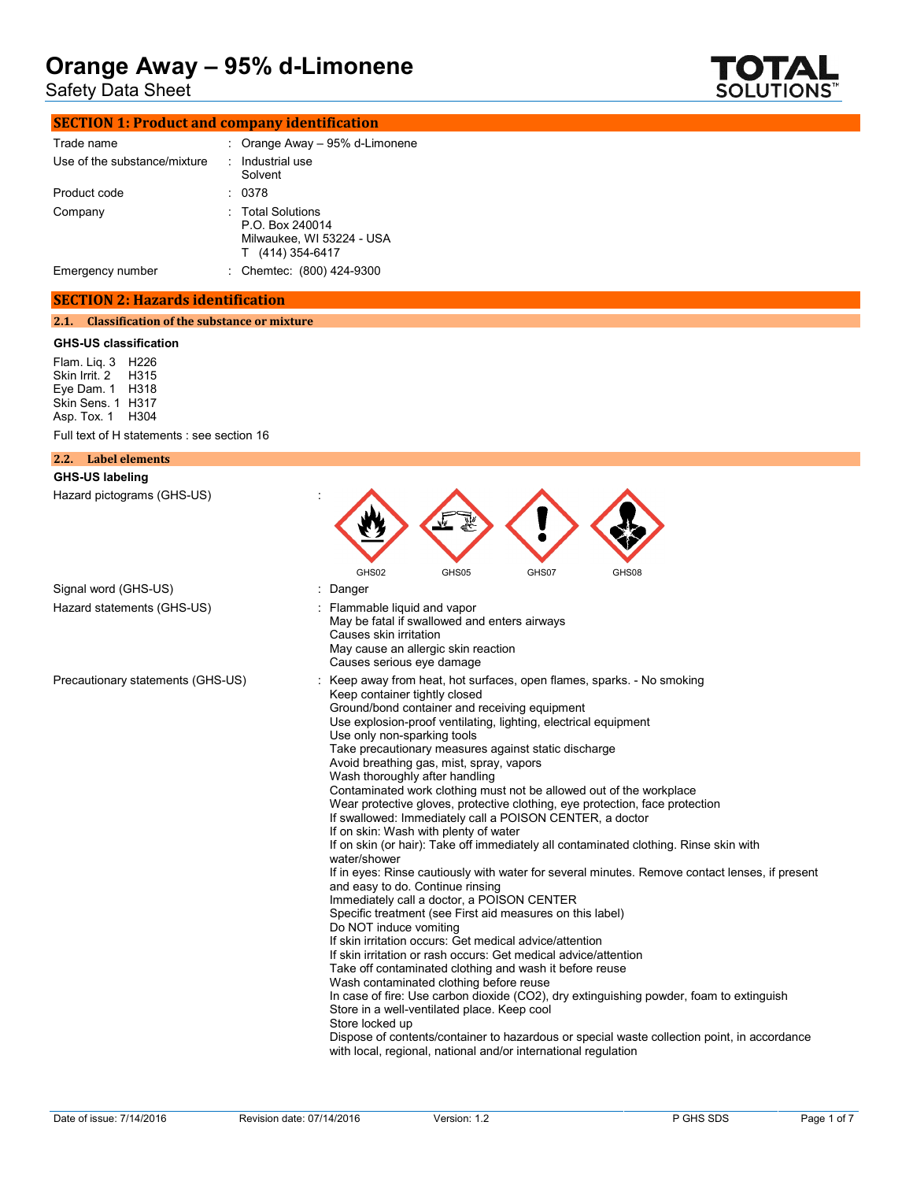# Orange Away – 95% d-Limonene

Safety Data Sheet

## SECTION 1: Product and company identification

| | | |
|---|---|---|
| Trade name | : | Orange Away – 95% d-Limonene |
| Use of the substance/mixture | : | Industrial use<br>Solvent |
| Product code | : | 0378 |
| Company | : | Total Solutions<br>P.O. Box 240014<br>Milwaukee, WI 53224 - USA<br>T (414) 354-6417 |
| Emergency number | : | Chemtec: (800) 424-9300 |

## SECTION 2: Hazards identification

### 2.1. Classification of the substance or mixture

**GHS-US classification**

Flam. Liq. 3 H226
Skin Irrit. 2 H315
Eye Dam. 1 H318
Skin Sens. 1 H317
Asp. Tox. 1 H304

Full text of H statements : see section 16

### 2.2. Label elements

**GHS-US labeling**

Hazard pictograms (GHS-US) :

GHS02 GHS05 GHS07 GHS08

Signal word (GHS-US) : Danger

Hazard statements (GHS-US) :
Flammable liquid and vapor
May be fatal if swallowed and enters airways
Causes skin irritation
May cause an allergic skin reaction
Causes serious eye damage

Precautionary statements (GHS-US) :
Keep away from heat, hot surfaces, open flames, sparks. - No smoking
Keep container tightly closed
Ground/bond container and receiving equipment
Use explosion-proof ventilating, lighting, electrical equipment
Use only non-sparking tools
Take precautionary measures against static discharge
Avoid breathing gas, mist, spray, vapors
Wash thoroughly after handling
Contaminated work clothing must not be allowed out of the workplace
Wear protective gloves, protective clothing, eye protection, face protection
If swallowed: Immediately call a POISON CENTER, a doctor
If on skin: Wash with plenty of water
If on skin (or hair): Take off immediately all contaminated clothing. Rinse skin with water/shower
If in eyes: Rinse cautiously with water for several minutes. Remove contact lenses, if present and easy to do. Continue rinsing
Immediately call a doctor, a POISON CENTER
Specific treatment (see First aid measures on this label)
Do NOT induce vomiting
If skin irritation occurs: Get medical advice/attention
If skin irritation or rash occurs: Get medical advice/attention
Take off contaminated clothing and wash it before reuse
Wash contaminated clothing before reuse
In case of fire: Use carbon dioxide (CO2), dry extinguishing powder, foam to extinguish
Store in a well-ventilated place. Keep cool
Store locked up
Dispose of contents/container to hazardous or special waste collection point, in accordance with local, regional, national and/or international regulation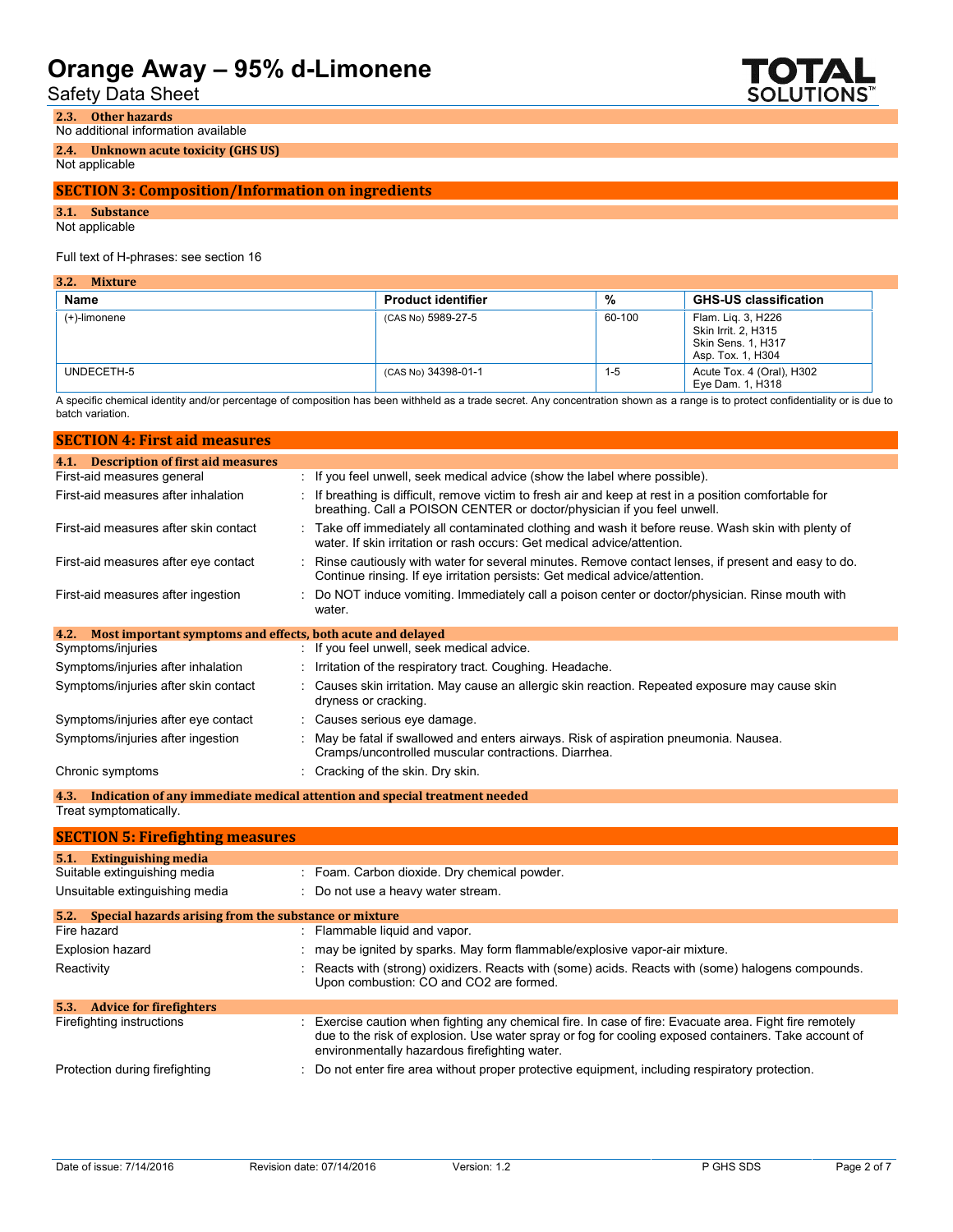### 2.3. Other hazards

No additional information available

### 2.4. Unknown acute toxicity (GHS US)

Not applicable

## SECTION 3: Composition/Information on ingredients

### 3.1. Substance

Not applicable

Full text of H-phrases: see section 16

### 3.2. Mixture

| Name | Product identifier | % | GHS-US classification |
|---|---|---|---|
| (+)-limonene | (CAS No) 5989-27-5 | 60-100 | Flam. Liq. 3, H226<br>Skin Irrit. 2, H315<br>Skin Sens. 1, H317<br>Asp. Tox. 1, H304 |
| UNDECETH-5 | (CAS No) 34398-01-1 | 1-5 | Acute Tox. 4 (Oral), H302<br>Eye Dam. 1, H318 |

A specific chemical identity and/or percentage of composition has been withheld as a trade secret. Any concentration shown as a range is to protect confidentiality or is due to batch variation.

## SECTION 4: First aid measures

### 4.1. Description of first aid measures

- First-aid measures general : If you feel unwell, seek medical advice (show the label where possible).
- First-aid measures after inhalation : If breathing is difficult, remove victim to fresh air and keep at rest in a position comfortable for breathing. Call a POISON CENTER or doctor/physician if you feel unwell.
- First-aid measures after skin contact : Take off immediately all contaminated clothing and wash it before reuse. Wash skin with plenty of water. If skin irritation or rash occurs: Get medical advice/attention.
- First-aid measures after eye contact : Rinse cautiously with water for several minutes. Remove contact lenses, if present and easy to do. Continue rinsing. If eye irritation persists: Get medical advice/attention.
- First-aid measures after ingestion : Do NOT induce vomiting. Immediately call a poison center or doctor/physician. Rinse mouth with water.

### 4.2. Most important symptoms and effects, both acute and delayed

- Symptoms/injuries : If you feel unwell, seek medical advice.
- Symptoms/injuries after inhalation : Irritation of the respiratory tract. Coughing. Headache.
- Symptoms/injuries after skin contact : Causes skin irritation. May cause an allergic skin reaction. Repeated exposure may cause skin dryness or cracking.
- Symptoms/injuries after eye contact : Causes serious eye damage.
- Symptoms/injuries after ingestion : May be fatal if swallowed and enters airways. Risk of aspiration pneumonia. Nausea. Cramps/uncontrolled muscular contractions. Diarrhea.
- Chronic symptoms : Cracking of the skin. Dry skin.

### 4.3. Indication of any immediate medical attention and special treatment needed

Treat symptomatically.

## SECTION 5: Firefighting measures

### 5.1. Extinguishing media

- Suitable extinguishing media : Foam. Carbon dioxide. Dry chemical powder.
- Unsuitable extinguishing media : Do not use a heavy water stream.

### 5.2. Special hazards arising from the substance or mixture

- Fire hazard : Flammable liquid and vapor.
- Explosion hazard : may be ignited by sparks. May form flammable/explosive vapor-air mixture.
- Reactivity : Reacts with (strong) oxidizers. Reacts with (some) acids. Reacts with (some) halogens compounds. Upon combustion: CO and $CO_2$ are formed.

### 5.3. Advice for firefighters

- Firefighting instructions : Exercise caution when fighting any chemical fire. In case of fire: Evacuate area. Fight fire remotely due to the risk of explosion. Use water spray or fog for cooling exposed containers. Take account of environmentally hazardous firefighting water.
- Protection during firefighting : Do not enter fire area without proper protective equipment, including respiratory protection.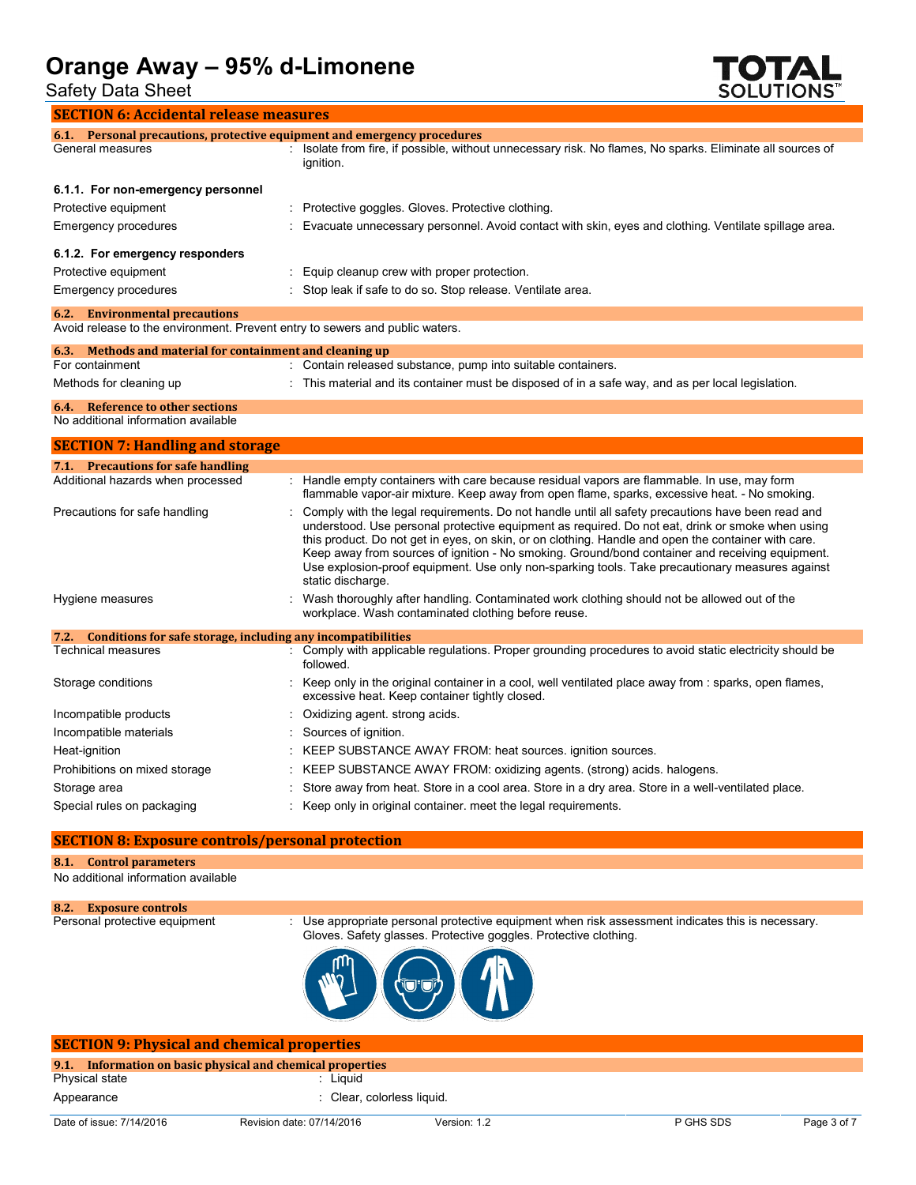## SECTION 6: Accidental release measures

### 6.1. Personal precautions, protective equipment and emergency procedures

General measures : Isolate from fire, if possible, without unnecessary risk. No flames, No sparks. Eliminate all sources of ignition.

#### 6.1.1. For non-emergency personnel

Protective equipment : Protective goggles. Gloves. Protective clothing.

Emergency procedures : Evacuate unnecessary personnel. Avoid contact with skin, eyes and clothing. Ventilate spillage area.

#### 6.1.2. For emergency responders

Protective equipment : Equip cleanup crew with proper protection.

Emergency procedures : Stop leak if safe to do so. Stop release. Ventilate area.

### 6.2. Environmental precautions

Avoid release to the environment. Prevent entry to sewers and public waters.

### 6.3. Methods and material for containment and cleaning up

For containment : Contain released substance, pump into suitable containers.

Methods for cleaning up : This material and its container must be disposed of in a safe way, and as per local legislation.

### 6.4. Reference to other sections

No additional information available

## SECTION 7: Handling and storage

### 7.1. Precautions for safe handling

Additional hazards when processed : Handle empty containers with care because residual vapors are flammable. In use, may form flammable vapor-air mixture. Keep away from open flame, sparks, excessive heat. - No smoking.

Precautions for safe handling : Comply with the legal requirements. Do not handle until all safety precautions have been read and understood. Use personal protective equipment as required. Do not eat, drink or smoke when using this product. Do not get in eyes, on skin, or on clothing. Handle and open the container with care. Keep away from sources of ignition - No smoking. Ground/bond container and receiving equipment. Use explosion-proof equipment. Use only non-sparking tools. Take precautionary measures against static discharge.

Hygiene measures : Wash thoroughly after handling. Contaminated work clothing should not be allowed out of the workplace. Wash contaminated clothing before reuse.

### 7.2. Conditions for safe storage, including any incompatibilities

Technical measures : Comply with applicable regulations. Proper grounding procedures to avoid static electricity should be followed.

Storage conditions : Keep only in the original container in a cool, well ventilated place away from : sparks, open flames, excessive heat. Keep container tightly closed.

Incompatible products : Oxidizing agent. strong acids.

Incompatible materials : Sources of ignition.

Heat-ignition : KEEP SUBSTANCE AWAY FROM: heat sources. ignition sources.

Prohibitions on mixed storage : KEEP SUBSTANCE AWAY FROM: oxidizing agents. (strong) acids. halogens.

Storage area : Store away from heat. Store in a cool area. Store in a dry area. Store in a well-ventilated place.

Special rules on packaging : Keep only in original container. meet the legal requirements.

## SECTION 8: Exposure controls/personal protection

### 8.1. Control parameters

No additional information available

### 8.2. Exposure controls

Personal protective equipment : Use appropriate personal protective equipment when risk assessment indicates this is necessary. Gloves. Safety glasses. Protective goggles. Protective clothing.

## SECTION 9: Physical and chemical properties

### 9.1. Information on basic physical and chemical properties

Physical state : Liquid

Appearance : Clear, colorless liquid.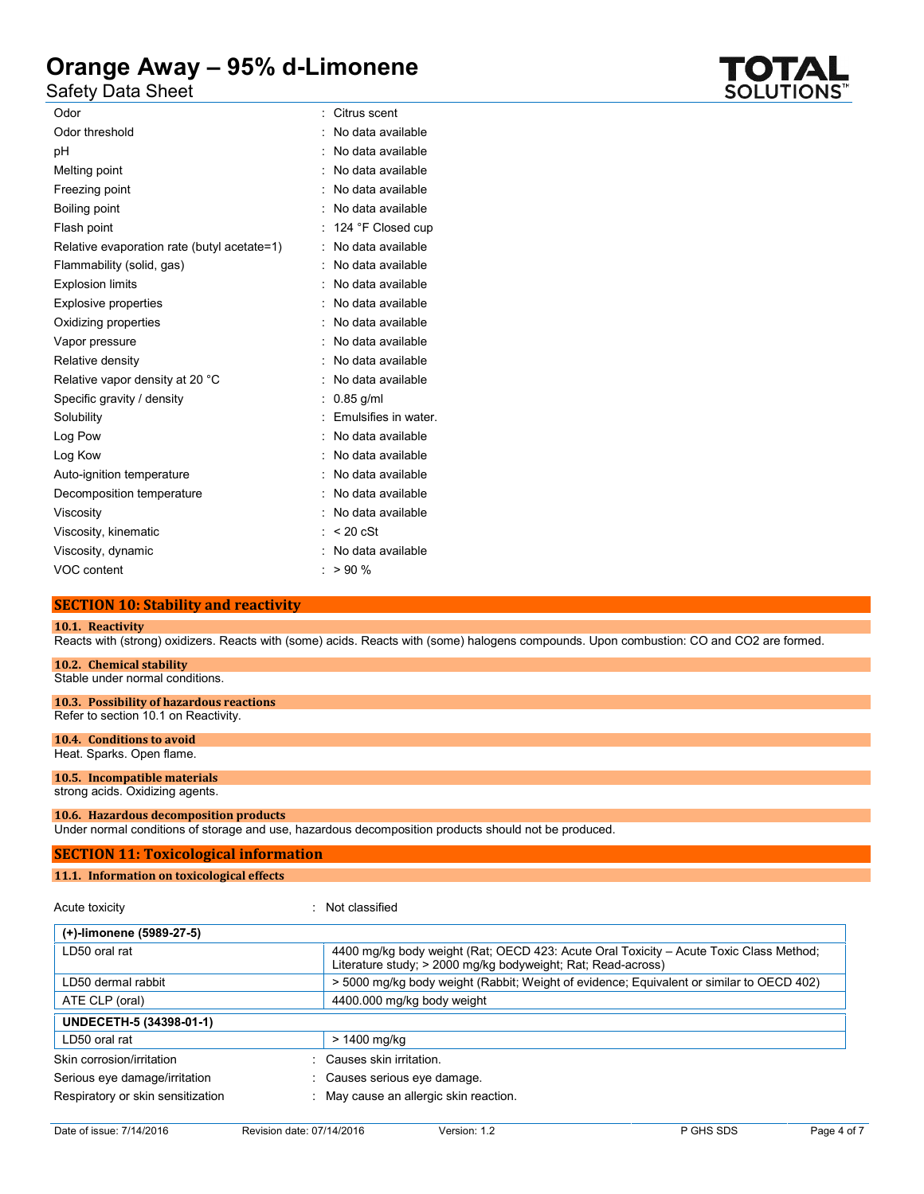| Property | Value |
|---|---|
| Odor | Citrus scent |
| Odor threshold | No data available |
| pH | No data available |
| Melting point | No data available |
| Freezing point | No data available |
| Boiling point | No data available |
| Flash point | 124 °F Closed cup |
| Relative evaporation rate (butyl acetate=1) | No data available |
| Flammability (solid, gas) | No data available |
| Explosion limits | No data available |
| Explosive properties | No data available |
| Oxidizing properties | No data available |
| Vapor pressure | No data available |
| Relative density | No data available |
| Relative vapor density at 20 °C | No data available |
| Specific gravity / density | 0.85 g/ml |
| Solubility | Emulsifies in water. |
| Log Pow | No data available |
| Log Kow | No data available |
| Auto-ignition temperature | No data available |
| Decomposition temperature | No data available |
| Viscosity | No data available |
| Viscosity, kinematic | < 20 cSt |
| Viscosity, dynamic | No data available |
| VOC content | > 90 % |

## SECTION 10: Stability and reactivity

### 10.1. Reactivity

Reacts with (strong) oxidizers. Reacts with (some) acids. Reacts with (some) halogens compounds. Upon combustion: CO and CO2 are formed.

### 10.2. Chemical stability

Stable under normal conditions.

### 10.3. Possibility of hazardous reactions

Refer to section 10.1 on Reactivity.

### 10.4. Conditions to avoid

Heat. Sparks. Open flame.

### 10.5. Incompatible materials

strong acids. Oxidizing agents.

### 10.6. Hazardous decomposition products

Under normal conditions of storage and use, hazardous decomposition products should not be produced.

## SECTION 11: Toxicological information

### 11.1. Information on toxicological effects

Acute toxicity : Not classified

| (+)-limonene (5989-27-5) | |
|---|---|
| LD50 oral rat | 4400 mg/kg body weight (Rat; OECD 423: Acute Oral Toxicity – Acute Toxic Class Method; Literature study; > 2000 mg/kg bodyweight; Rat; Read-across) |
| LD50 dermal rabbit | > 5000 mg/kg body weight (Rabbit; Weight of evidence; Equivalent or similar to OECD 402) |
| ATE CLP (oral) | 4400.000 mg/kg body weight |
| **UNDECETH-5 (34398-01-1)** | |
| LD50 oral rat | > 1400 mg/kg |

Skin corrosion/irritation : Causes skin irritation.

Serious eye damage/irritation : Causes serious eye damage.

Respiratory or skin sensitization : May cause an allergic skin reaction.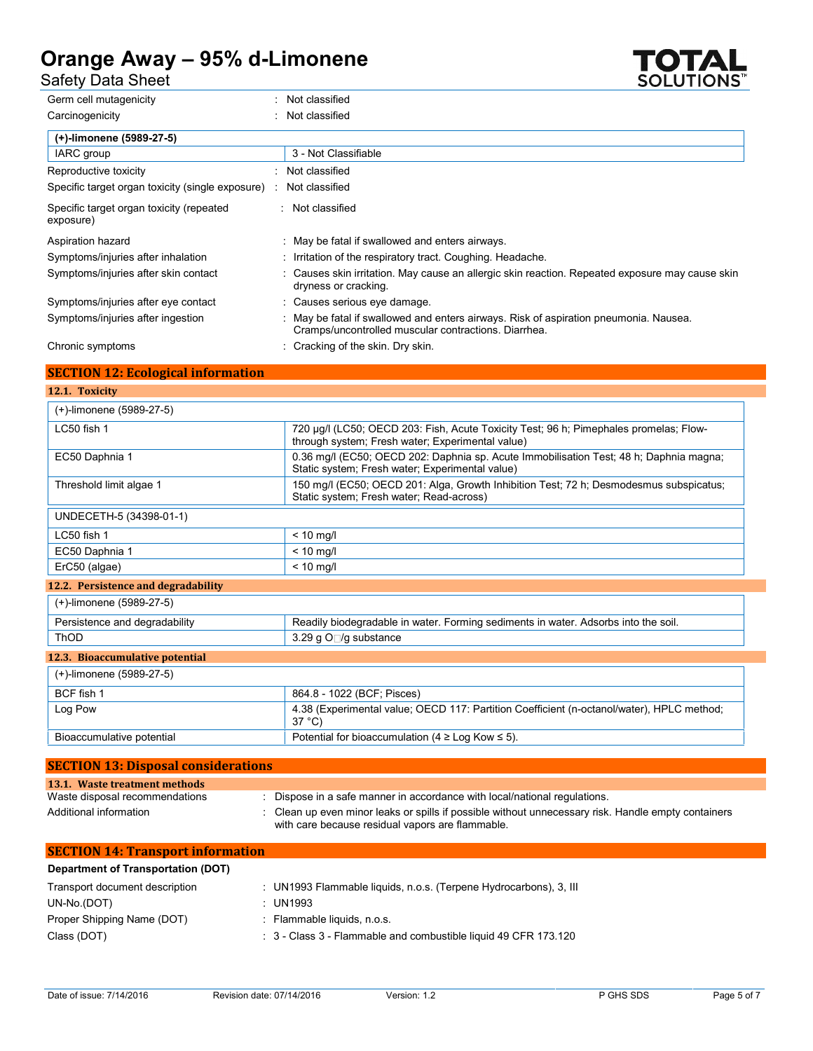| | |
|---|---|
| Germ cell mutagenicity | : Not classified |
| Carcinogenicity | : Not classified |

| (+)-limonene (5989-27-5) | |
|---|---|
| IARC group | 3 - Not Classifiable |

| | |
|---|---|
| Reproductive toxicity | : Not classified |
| Specific target organ toxicity (single exposure) | : Not classified |
| Specific target organ toxicity (repeated exposure) | : Not classified |
| Aspiration hazard | : May be fatal if swallowed and enters airways. |
| Symptoms/injuries after inhalation | : Irritation of the respiratory tract. Coughing. Headache. |
| Symptoms/injuries after skin contact | : Causes skin irritation. May cause an allergic skin reaction. Repeated exposure may cause skin dryness or cracking. |
| Symptoms/injuries after eye contact | : Causes serious eye damage. |
| Symptoms/injuries after ingestion | : May be fatal if swallowed and enters airways. Risk of aspiration pneumonia. Nausea. Cramps/uncontrolled muscular contractions. Diarrhea. |
| Chronic symptoms | : Cracking of the skin. Dry skin. |

## SECTION 12: Ecological information

### 12.1. Toxicity

| (+)-limonene (5989-27-5) | |
|---|---|
| LC50 fish 1 | 720 µg/l (LC50; OECD 203: Fish, Acute Toxicity Test; 96 h; Pimephales promelas; Flow-through system; Fresh water; Experimental value) |
| EC50 Daphnia 1 | 0.36 mg/l (EC50; OECD 202: Daphnia sp. Acute Immobilisation Test; 48 h; Daphnia magna; Static system; Fresh water; Experimental value) |
| Threshold limit algae 1 | 150 mg/l (EC50; OECD 201: Alga, Growth Inhibition Test; 72 h; Desmodesmus subspicatus; Static system; Fresh water; Read-across) |

| UNDECETH-5 (34398-01-1) | |
|---|---|
| LC50 fish 1 | < 10 mg/l |
| EC50 Daphnia 1 | < 10 mg/l |
| ErC50 (algae) | < 10 mg/l |

### 12.2. Persistence and degradability

| (+)-limonene (5989-27-5) | |
|---|---|
| Persistence and degradability | Readily biodegradable in water. Forming sediments in water. Adsorbs into the soil. |
| ThOD | 3.29 g O□/g substance |

### 12.3. Bioaccumulative potential

| (+)-limonene (5989-27-5) | |
|---|---|
| BCF fish 1 | 864.8 - 1022 (BCF; Pisces) |
| Log Pow | 4.38 (Experimental value; OECD 117: Partition Coefficient (n-octanol/water), HPLC method; 37 °C) |
| Bioaccumulative potential | Potential for bioaccumulation (4 ≥ Log Kow ≤ 5). |

## SECTION 13: Disposal considerations

### 13.1. Waste treatment methods

| | |
|---|---|
| Waste disposal recommendations | : Dispose in a safe manner in accordance with local/national regulations. |
| Additional information | : Clean up even minor leaks or spills if possible without unnecessary risk. Handle empty containers with care because residual vapors are flammable. |

## SECTION 14: Transport information

**Department of Transportation (DOT)**

| | |
|---|---|
| Transport document description | : UN1993 Flammable liquids, n.o.s. (Terpene Hydrocarbons), 3, III |
| UN-No.(DOT) | : UN1993 |
| Proper Shipping Name (DOT) | : Flammable liquids, n.o.s. |
| Class (DOT) | : 3 - Class 3 - Flammable and combustible liquid 49 CFR 173.120 |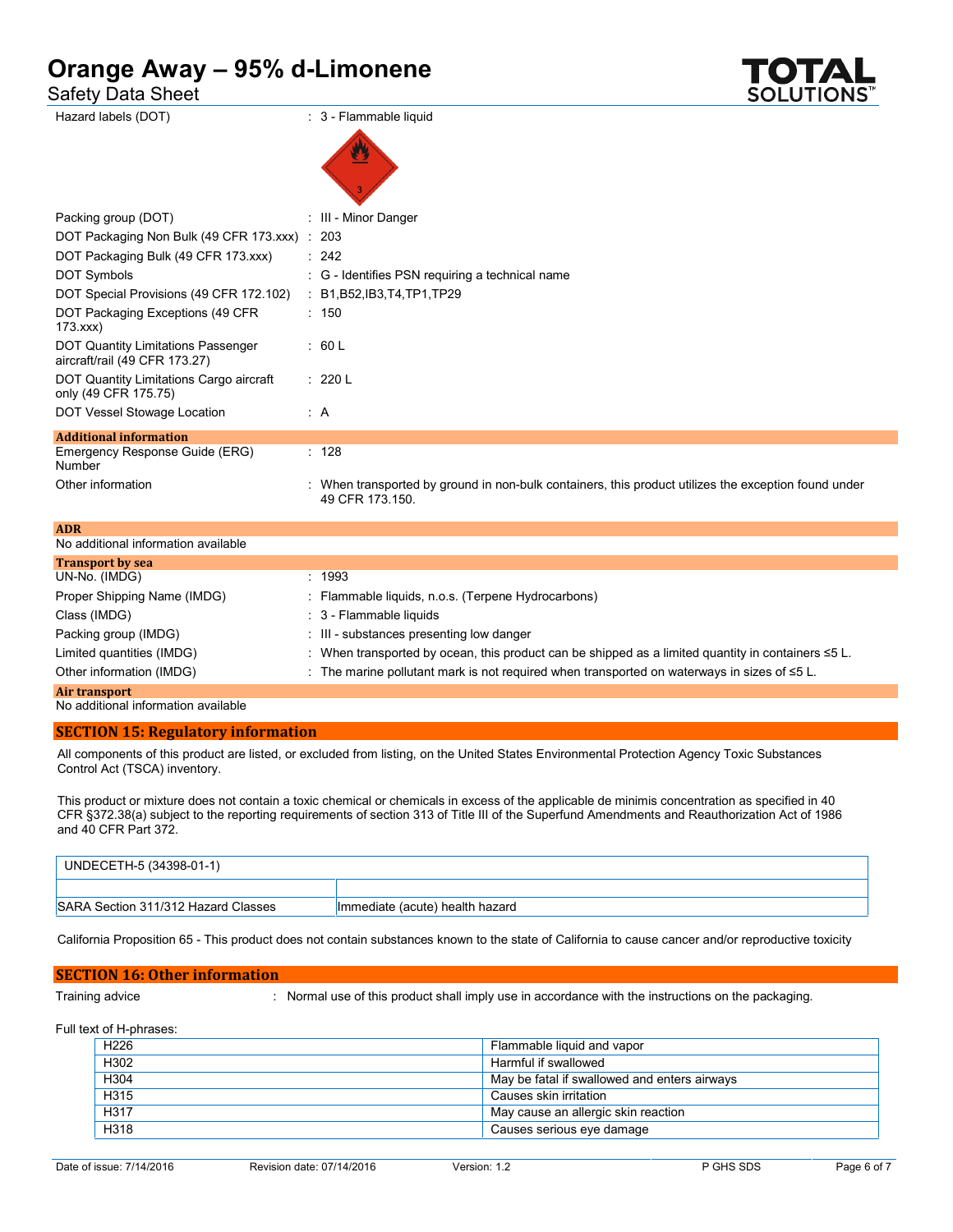| | |
|---|---|
| Hazard labels (DOT) | : 3 - Flammable liquid |
| Packing group (DOT) | : III - Minor Danger |
| DOT Packaging Non Bulk (49 CFR 173.xxx) | : 203 |
| DOT Packaging Bulk (49 CFR 173.xxx) | : 242 |
| DOT Symbols | : G - Identifies PSN requiring a technical name |
| DOT Special Provisions (49 CFR 172.102) | : B1,B52,IB3,T4,TP1,TP29 |
| DOT Packaging Exceptions (49 CFR 173.xxx) | : 150 |
| DOT Quantity Limitations Passenger aircraft/rail (49 CFR 173.27) | : 60 L |
| DOT Quantity Limitations Cargo aircraft only (49 CFR 175.75) | : 220 L |
| DOT Vessel Stowage Location | : A |

**Additional information**

| | |
|---|---|
| Emergency Response Guide (ERG) Number | : 128 |
| Other information | : When transported by ground in non-bulk containers, this product utilizes the exception found under 49 CFR 173.150. |

**ADR**

No additional information available

**Transport by sea**

| | |
|---|---|
| UN-No. (IMDG) | : 1993 |
| Proper Shipping Name (IMDG) | : Flammable liquids, n.o.s. (Terpene Hydrocarbons) |
| Class (IMDG) | : 3 - Flammable liquids |
| Packing group (IMDG) | : III - substances presenting low danger |
| Limited quantities (IMDG) | : When transported by ocean, this product can be shipped as a limited quantity in containers ≤5 L. |
| Other information (IMDG) | : The marine pollutant mark is not required when transported on waterways in sizes of ≤5 L. |

**Air transport**

No additional information available

## SECTION 15: Regulatory information

All components of this product are listed, or excluded from listing, on the United States Environmental Protection Agency Toxic Substances Control Act (TSCA) inventory.

This product or mixture does not contain a toxic chemical or chemicals in excess of the applicable de minimis concentration as specified in 40 CFR §372.38(a) subject to the reporting requirements of section 313 of Title III of the Superfund Amendments and Reauthorization Act of 1986 and 40 CFR Part 372.

| UNDECETH-5 (34398-01-1) | |
|---|---|
| | |
| SARA Section 311/312 Hazard Classes | Immediate (acute) health hazard |

California Proposition 65 - This product does not contain substances known to the state of California to cause cancer and/or reproductive toxicity

## SECTION 16: Other information

Training advice : Normal use of this product shall imply use in accordance with the instructions on the packaging.

Full text of H-phrases:

| | |
|---|---|
| H226 | Flammable liquid and vapor |
| H302 | Harmful if swallowed |
| H304 | May be fatal if swallowed and enters airways |
| H315 | Causes skin irritation |
| H317 | May cause an allergic skin reaction |
| H318 | Causes serious eye damage |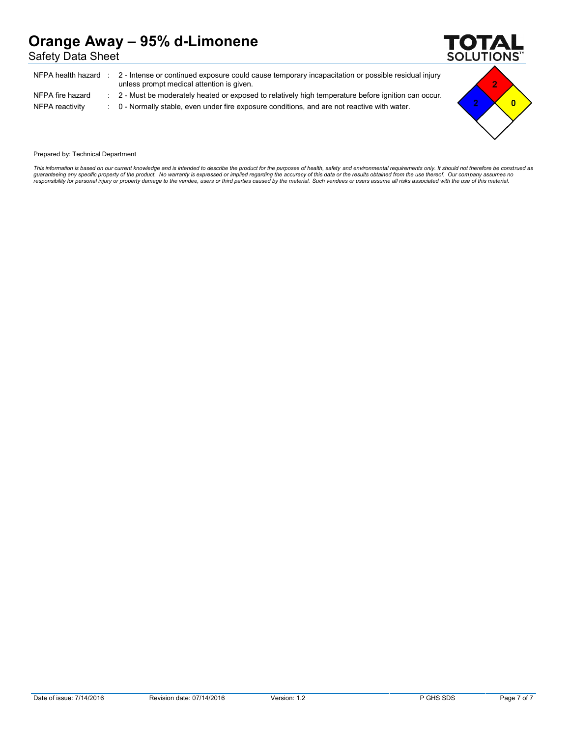| | | |
|---|---|---|
| NFPA health hazard | : | 2 - Intense or continued exposure could cause temporary incapacitation or possible residual injury unless prompt medical attention is given. |
| NFPA fire hazard | : | 2 - Must be moderately heated or exposed to relatively high temperature before ignition can occur. |
| NFPA reactivity | : | 0 - Normally stable, even under fire exposure conditions, and are not reactive with water. |

2

2

0

Prepared by: Technical Department

*This information is based on our current knowledge and is intended to describe the product for the purposes of health, safety and environmental requirements only. It should not therefore be construed as guaranteeing any specific property of the product. No warranty is expressed or implied regarding the accuracy of this data or the results obtained from the use thereof. Our company assumes no responsibility for personal injury or property damage to the vendee, users or third parties caused by the material. Such vendees or users assume all risks associated with the use of this material.*